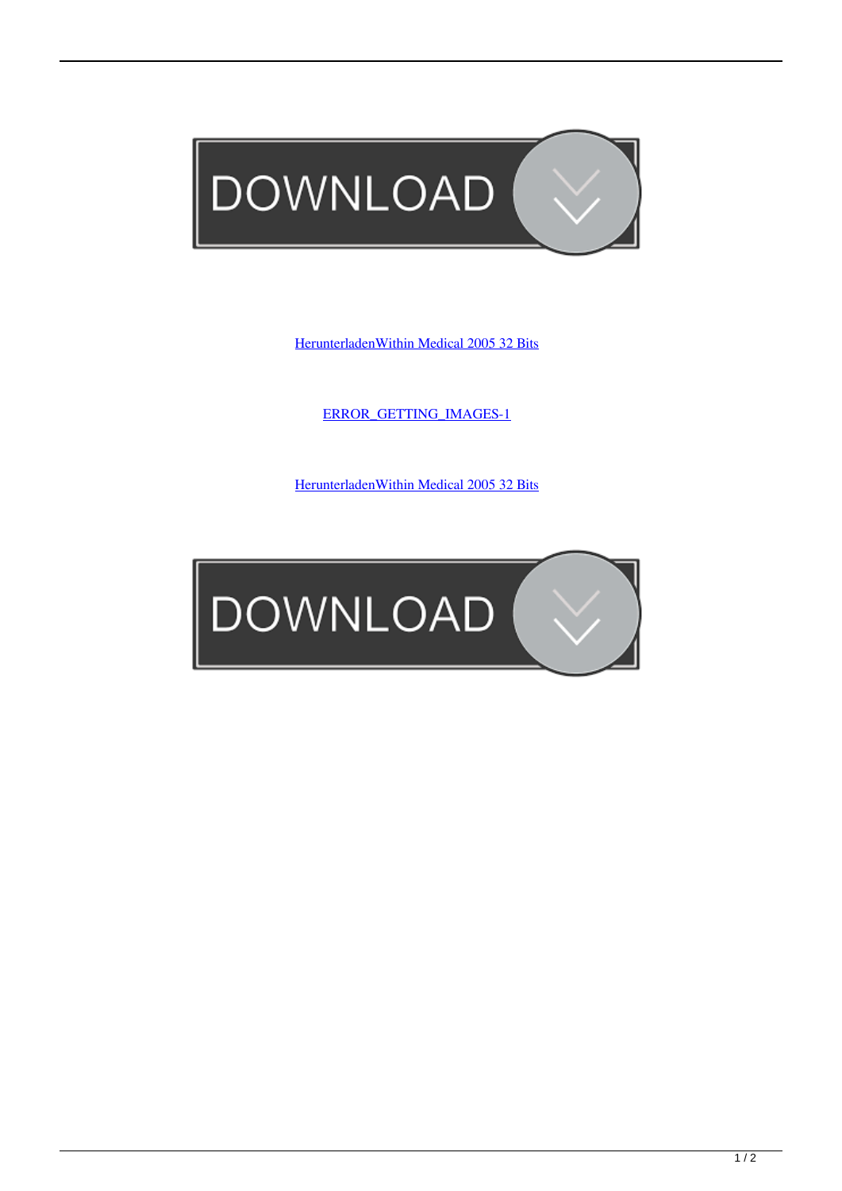HerunterladenWithin Medical 2005 32 Bits

ERROR_GETTING_IMAGES-1

HerunterladenWithin Medical 2005 32 Bits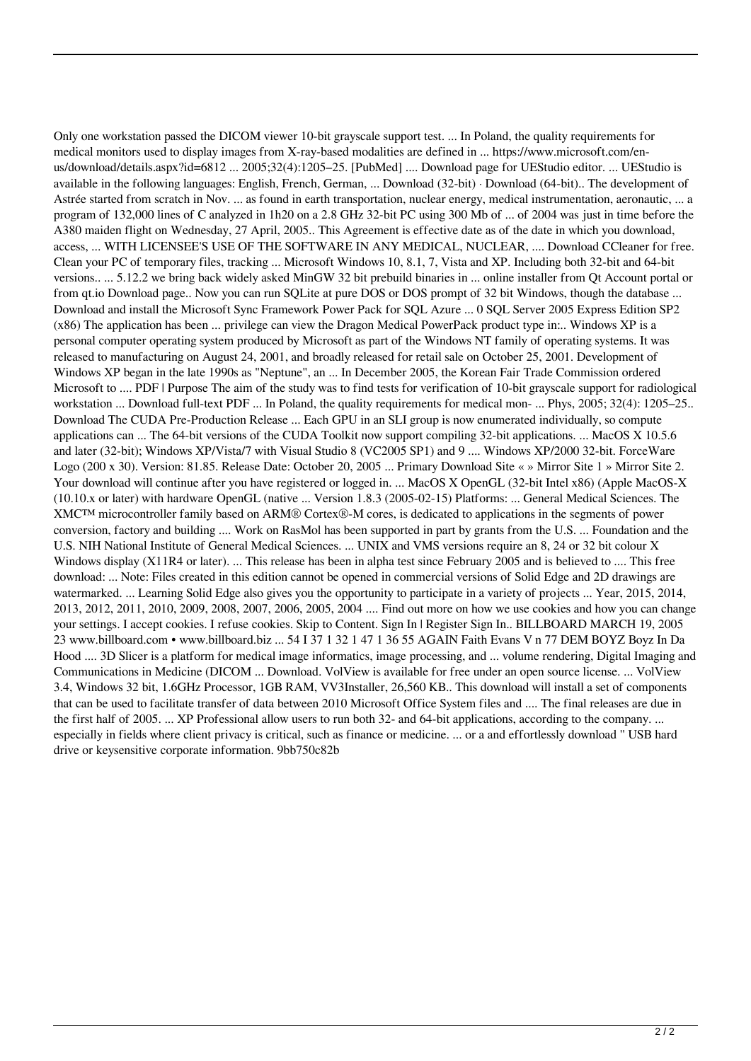Only one workstation passed the DICOM viewer 10-bit grayscale support test. ... In Poland, the quality requirements for medical monitors used to display images from X-ray-based modalities are defined in ... https://www.microsoft.com/en-us/download/details.aspx?id=6812 ... 2005;32(4):1205–25. [PubMed] .... Download page for UEStudio editor. ... UEStudio is available in the following languages: English, French, German, ... Download (32-bit) · Download (64-bit).. The development of Astrée started from scratch in Nov. ... as found in earth transportation, nuclear energy, medical instrumentation, aeronautic, ... a program of 132,000 lines of C analyzed in 1h20 on a 2.8 GHz 32-bit PC using 300 Mb of ... of 2004 was just in time before the A380 maiden flight on Wednesday, 27 April, 2005.. This Agreement is effective date as of the date in which you download, access, ... WITH LICENSEE'S USE OF THE SOFTWARE IN ANY MEDICAL, NUCLEAR, .... Download CCleaner for free. Clean your PC of temporary files, tracking ... Microsoft Windows 10, 8.1, 7, Vista and XP. Including both 32-bit and 64-bit versions.. ... 5.12.2 we bring back widely asked MinGW 32 bit prebuild binaries in ... online installer from Qt Account portal or from qt.io Download page.. Now you can run SQLite at pure DOS or DOS prompt of 32 bit Windows, though the database ... Download and install the Microsoft Sync Framework Power Pack for SQL Azure ... 0 SQL Server 2005 Express Edition SP2 (x86) The application has been ... privilege can view the Dragon Medical PowerPack product type in:.. Windows XP is a personal computer operating system produced by Microsoft as part of the Windows NT family of operating systems. It was released to manufacturing on August 24, 2001, and broadly released for retail sale on October 25, 2001. Development of Windows XP began in the late 1990s as "Neptune", an ... In December 2005, the Korean Fair Trade Commission ordered Microsoft to .... PDF | Purpose The aim of the study was to find tests for verification of 10-bit grayscale support for radiological workstation ... Download full-text PDF ... In Poland, the quality requirements for medical mon- ... Phys, 2005; 32(4): 1205–25.. Download The CUDA Pre-Production Release ... Each GPU in an SLI group is now enumerated individually, so compute applications can ... The 64-bit versions of the CUDA Toolkit now support compiling 32-bit applications. ... MacOS X 10.5.6 and later (32-bit); Windows XP/Vista/7 with Visual Studio 8 (VC2005 SP1) and 9 .... Windows XP/2000 32-bit. ForceWare Logo (200 x 30). Version: 81.85. Release Date: October 20, 2005 ... Primary Download Site « » Mirror Site 1 » Mirror Site 2. Your download will continue after you have registered or logged in. ... MacOS X OpenGL (32-bit Intel x86) (Apple MacOS-X (10.10.x or later) with hardware OpenGL (native ... Version 1.8.3 (2005-02-15) Platforms: ... General Medical Sciences. The XMC™ microcontroller family based on ARM® Cortex®-M cores, is dedicated to applications in the segments of power conversion, factory and building .... Work on RasMol has been supported in part by grants from the U.S. ... Foundation and the U.S. NIH National Institute of General Medical Sciences. ... UNIX and VMS versions require an 8, 24 or 32 bit colour X Windows display (X11R4 or later). ... This release has been in alpha test since February 2005 and is believed to .... This free download: ... Note: Files created in this edition cannot be opened in commercial versions of Solid Edge and 2D drawings are watermarked. ... Learning Solid Edge also gives you the opportunity to participate in a variety of projects ... Year, 2015, 2014, 2013, 2012, 2011, 2010, 2009, 2008, 2007, 2006, 2005, 2004 .... Find out more on how we use cookies and how you can change your settings. I accept cookies. I refuse cookies. Skip to Content. Sign In | Register Sign In.. BILLBOARD MARCH 19, 2005 23 www.billboard.com • www.billboard.biz ... 54 I 37 1 32 1 47 1 36 55 AGAIN Faith Evans V n 77 DEM BOYZ Boyz In Da Hood .... 3D Slicer is a platform for medical image informatics, image processing, and ... volume rendering, Digital Imaging and Communications in Medicine (DICOM ... Download. VolView is available for free under an open source license. ... VolView 3.4, Windows 32 bit, 1.6GHz Processor, 1GB RAM, VV3Installer, 26,560 KB.. This download will install a set of components that can be used to facilitate transfer of data between 2010 Microsoft Office System files and .... The final releases are due in the first half of 2005. ... XP Professional allow users to run both 32- and 64-bit applications, according to the company. ... especially in fields where client privacy is critical, such as finance or medicine. ... or a and effortlessly download " USB hard drive or keysensitive corporate information. 9bb750c82b